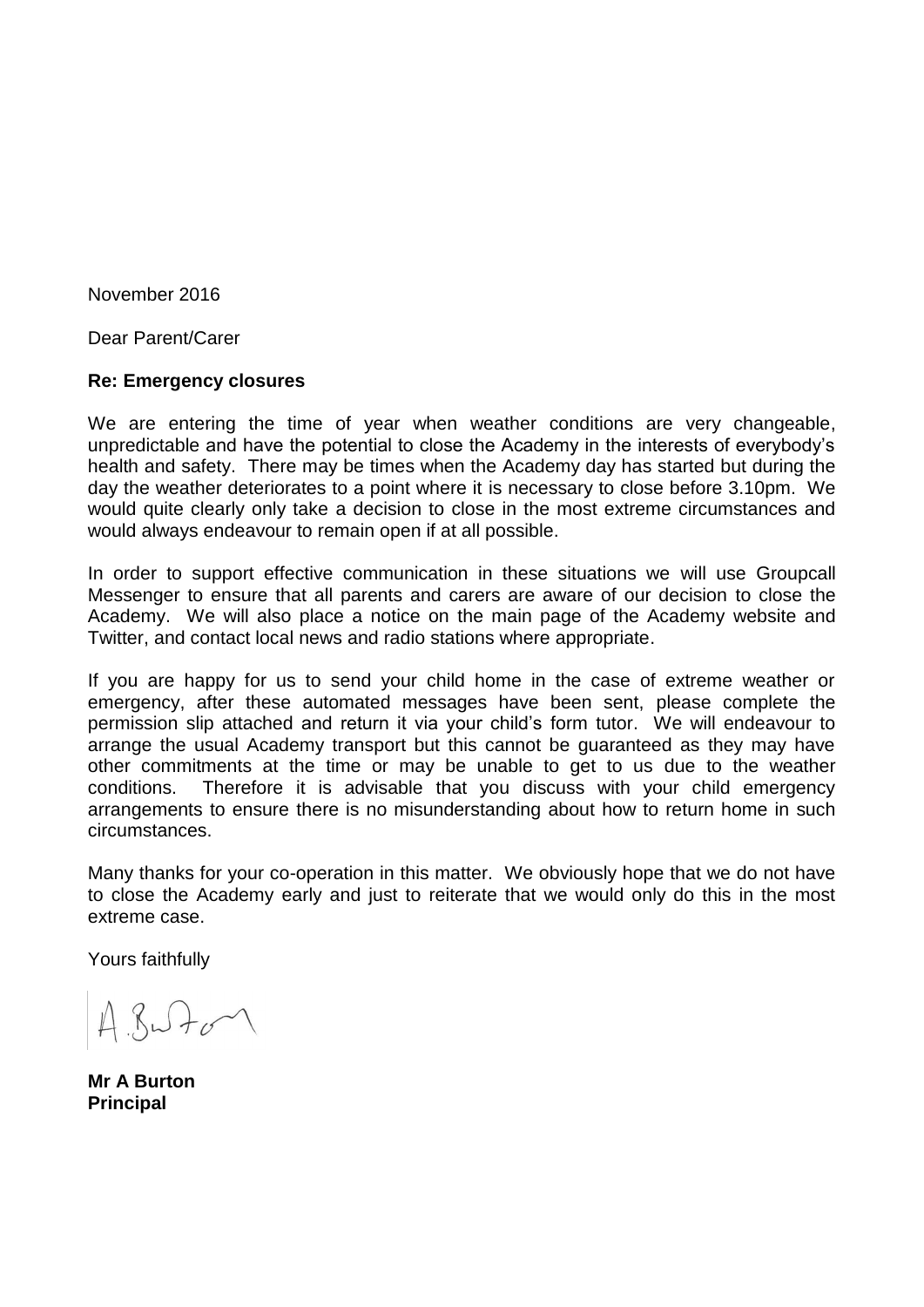November 2016

Dear Parent/Carer

**Re: Emergency closures**

We are entering the time of year when weather conditions are very changeable, unpredictable and have the potential to close the Academy in the interests of everybody's health and safety. There may be times when the Academy day has started but during the day the weather deteriorates to a point where it is necessary to close before 3.10pm. We would quite clearly only take a decision to close in the most extreme circumstances and would always endeavour to remain open if at all possible.

In order to support effective communication in these situations we will use Groupcall Messenger to ensure that all parents and carers are aware of our decision to close the Academy. We will also place a notice on the main page of the Academy website and Twitter, and contact local news and radio stations where appropriate.

If you are happy for us to send your child home in the case of extreme weather or emergency, after these automated messages have been sent, please complete the permission slip attached and return it via your child's form tutor. We will endeavour to arrange the usual Academy transport but this cannot be guaranteed as they may have other commitments at the time or may be unable to get to us due to the weather conditions. Therefore it is advisable that you discuss with your child emergency arrangements to ensure there is no misunderstanding about how to return home in such circumstances.

Many thanks for your co-operation in this matter. We obviously hope that we do not have to close the Academy early and just to reiterate that we would only do this in the most extreme case.

Yours faithfully

A.Burton

**Mr A Burton**
**Principal**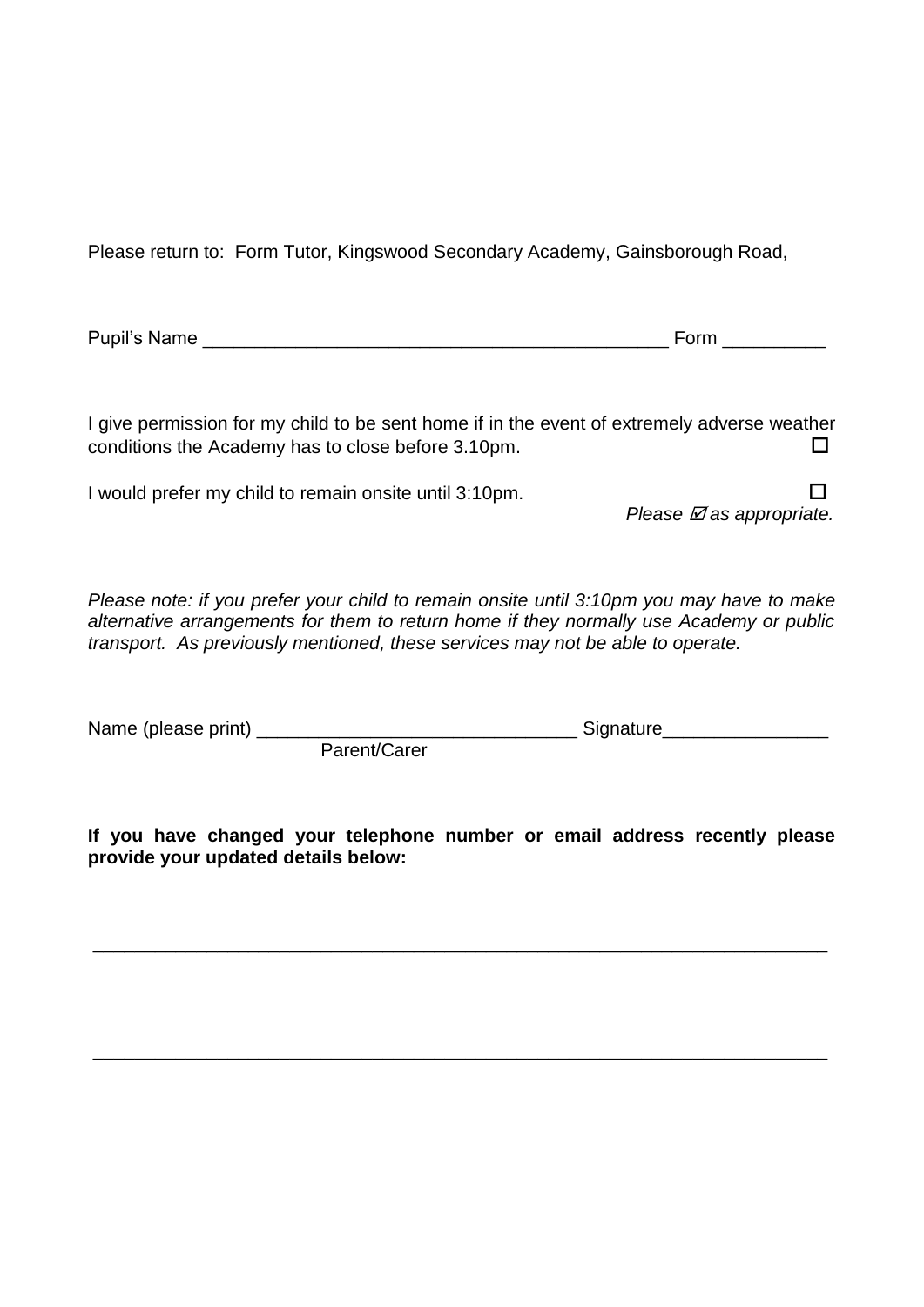Please return to: Form Tutor, Kingswood Secondary Academy, Gainsborough Road,

Pupil's Name _____________________________________________ Form __________

I give permission for my child to be sent home if in the event of extremely adverse weather conditions the Academy has to close before 3.10pm. ☐

I would prefer my child to remain onsite until 3:10pm. ☐

*Please ☑ as appropriate.*

*Please note: if you prefer your child to remain onsite until 3:10pm you may have to make alternative arrangements for them to return home if they normally use Academy or public transport. As previously mentioned, these services may not be able to operate.*

Name (please print) _______________________________ Signature________________

Parent/Carer

**If you have changed your telephone number or email address recently please provide your updated details below:**

________________________________________________________________________

________________________________________________________________________